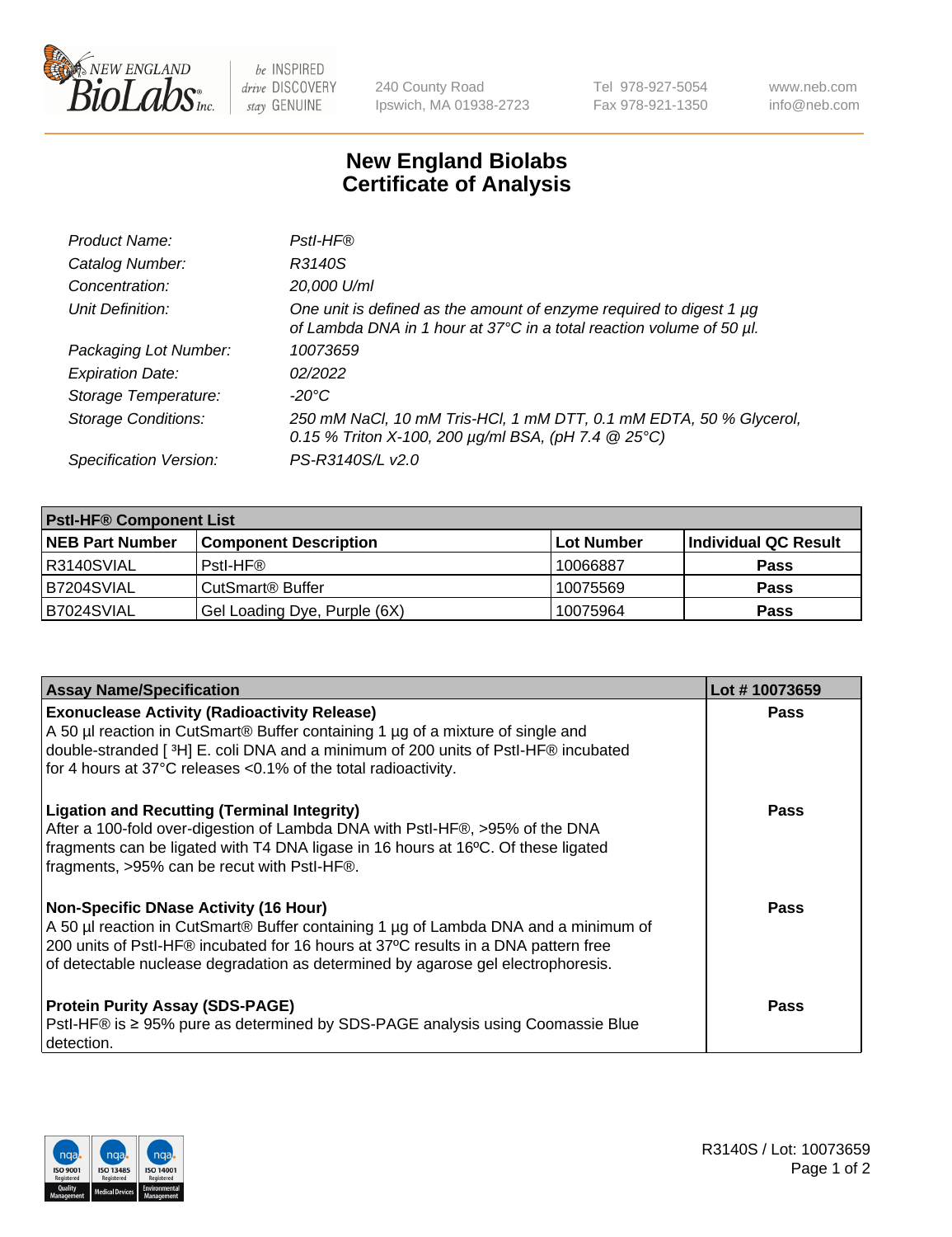New England BioLabs Inc. — be INSPIRED drive DISCOVERY stay GENUINE

240 County Road
Ipswich, MA 01938-2723

Tel 978-927-5054
Fax 978-921-1350

www.neb.com
info@neb.com

# New England Biolabs
# Certificate of Analysis

| | |
|---|---|
| *Product Name:* | *PstI-HF®* |
| *Catalog Number:* | *R3140S* |
| *Concentration:* | *20,000 U/ml* |
| *Unit Definition:* | *One unit is defined as the amount of enzyme required to digest 1 µg of Lambda DNA in 1 hour at 37°C in a total reaction volume of 50 µl.* |
| *Packaging Lot Number:* | *10073659* |
| *Expiration Date:* | *02/2022* |
| *Storage Temperature:* | *-20°C* |
| *Storage Conditions:* | *250 mM NaCl, 10 mM Tris-HCl, 1 mM DTT, 0.1 mM EDTA, 50 % Glycerol, 0.15 % Triton X-100, 200 µg/ml BSA, (pH 7.4 @ 25°C)* |
| *Specification Version:* | *PS-R3140S/L v2.0* |

| **PstI-HF® Component List** | | | |
|---|---|---|---|
| **NEB Part Number** | **Component Description** | **Lot Number** | **Individual QC Result** |
| R3140SVIAL | PstI-HF® | 10066887 | **Pass** |
| B7204SVIAL | CutSmart® Buffer | 10075569 | **Pass** |
| B7024SVIAL | Gel Loading Dye, Purple (6X) | 10075964 | **Pass** |

| **Assay Name/Specification** | **Lot # 10073659** |
|---|---|
| **Exonuclease Activity (Radioactivity Release)**<br>A 50 µl reaction in CutSmart® Buffer containing 1 µg of a mixture of single and double-stranded [ $^3$H] E. coli DNA and a minimum of 200 units of PstI-HF® incubated for 4 hours at 37°C releases <0.1% of the total radioactivity. | **Pass** |
| **Ligation and Recutting (Terminal Integrity)**<br>After a 100-fold over-digestion of Lambda DNA with PstI-HF®, >95% of the DNA fragments can be ligated with T4 DNA ligase in 16 hours at 16ºC. Of these ligated fragments, >95% can be recut with PstI-HF®. | **Pass** |
| **Non-Specific DNase Activity (16 Hour)**<br>A 50 µl reaction in CutSmart® Buffer containing 1 µg of Lambda DNA and a minimum of 200 units of PstI-HF® incubated for 16 hours at 37ºC results in a DNA pattern free of detectable nuclease degradation as determined by agarose gel electrophoresis. | **Pass** |
| **Protein Purity Assay (SDS-PAGE)**<br>PstI-HF® is ≥ 95% pure as determined by SDS-PAGE analysis using Coomassie Blue detection. | **Pass** |

R3140S / Lot: 10073659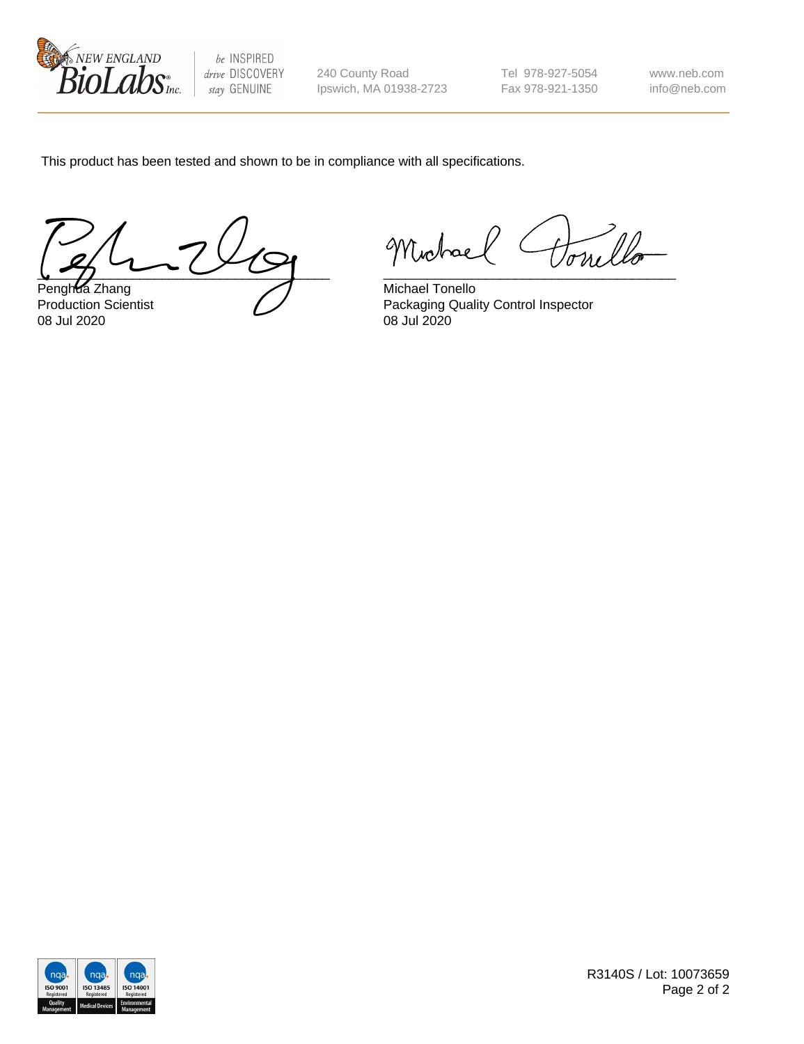This product has been tested and shown to be in compliance with all specifications.

Penghua Zhang
Production Scientist
08 Jul 2020

Michael Tonello
Packaging Quality Control Inspector
08 Jul 2020

R3140S / Lot: 10073659